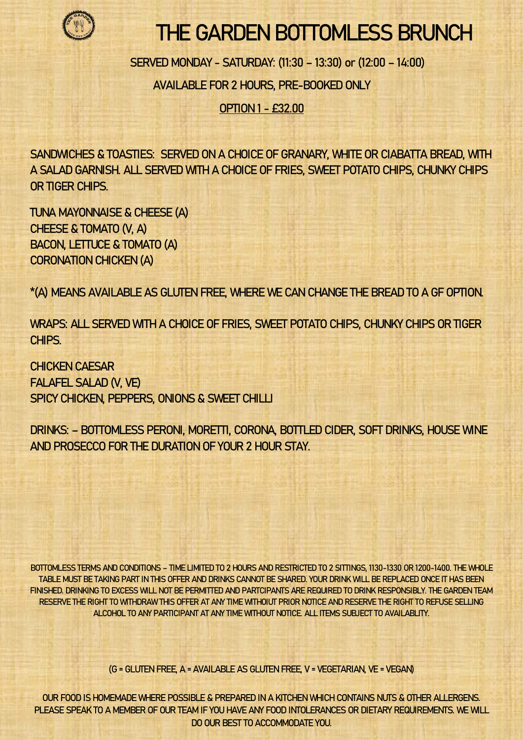# THE GARDEN BOTTOMLESS BRUNCH

SERVED MONDAY - SATURDAY: (11:30 – 13:30) or (12:00 – 14:00)

AVAILABLE FOR 2 HOURS, PRE-BOOKED ONLY

OPTION 1 - £32.00

SANDWICHES & TOASTIES: SERVED ON A CHOICE OF GRANARY, WHITE OR CIABATTA BREAD, WITH A SALAD GARNISH. ALL SERVED WITH A CHOICE OF FRIES, SWEET POTATO CHIPS, CHUNKY CHIPS OR TIGER CHIPS.

TUNA MAYONNAISE & CHEESE (A)
CHEESE & TOMATO (V, A)
BACON, LETTUCE & TOMATO (A)
CORONATION CHICKEN (A)

*(A) MEANS AVAILABLE AS GLUTEN FREE, WHERE WE CAN CHANGE THE BREAD TO A GF OPTION.

WRAPS: ALL SERVED WITH A CHOICE OF FRIES, SWEET POTATO CHIPS, CHUNKY CHIPS OR TIGER CHIPS.

CHICKEN CAESAR
FALAFEL SALAD (V, VE)
SPICY CHICKEN, PEPPERS, ONIONS & SWEET CHILLI

DRINKS: – BOTTOMLESS PERONI, MORETTI, CORONA, BOTTLED CIDER, SOFT DRINKS, HOUSE WINE AND PROSECCO FOR THE DURATION OF YOUR 2 HOUR STAY.

BOTTOMLESS TERMS AND CONDITIONS – TIME LIMITED TO 2 HOURS AND RESTRICTED TO 2 SITTINGS, 1130-1330 OR 1200-1400. THE WHOLE TABLE MUST BE TAKING PART IN THIS OFFER AND DRINKS CANNOT BE SHARED. YOUR DRINK WILL BE REPLACED ONCE IT HAS BEEN FINISHED. DRINKING TO EXCESS WILL NOT BE PERMITTED AND PARTCIPANTS ARE REQUIRED TO DRINK RESPONSIBLY. THE GARDEN TEAM RESERVE THE RIGHT TO WITHDRAW THIS OFFER AT ANY TIME WITHOIUT PRIOR NOTICE AND RESERVE THE RIGHT TO REFUSE SELLING ALCOHOL TO ANY PARTICIPANT AT ANY TIME WITHOUT NOTICE. ALL ITEMS SUBJECT TO AVAILABLITY.

(G = GLUTEN FREE, A = AVAILABLE AS GLUTEN FREE, V = VEGETARIAN, VE = VEGAN)

OUR FOOD IS HOMEMADE WHERE POSSIBLE & PREPARED IN A KITCHEN WHICH CONTAINS NUTS & OTHER ALLERGENS. PLEASE SPEAK TO A MEMBER OF OUR TEAM IF YOU HAVE ANY FOOD INTOLERANCES OR DIETARY REQUIREMENTS. WE WILL DO OUR BEST TO ACCOMMODATE YOU.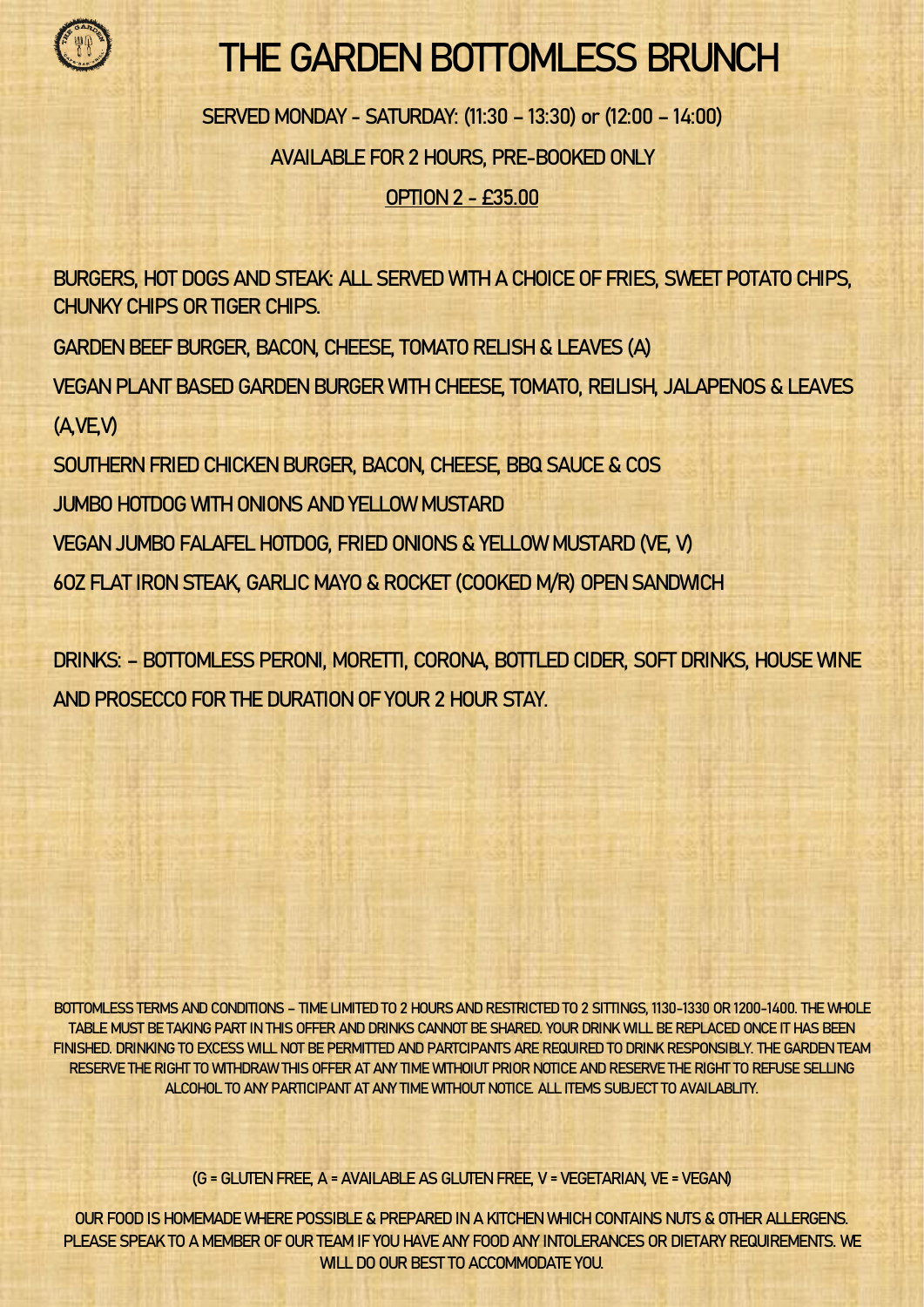# THE GARDEN BOTTOMLESS BRUNCH

SERVED MONDAY - SATURDAY: (11:30 – 13:30) or (12:00 – 14:00)

AVAILABLE FOR 2 HOURS, PRE-BOOKED ONLY

OPTION 2 - £35.00

BURGERS, HOT DOGS AND STEAK: ALL SERVED WITH A CHOICE OF FRIES, SWEET POTATO CHIPS, CHUNKY CHIPS OR TIGER CHIPS.

GARDEN BEEF BURGER, BACON, CHEESE, TOMATO RELISH & LEAVES (A)

VEGAN PLANT BASED GARDEN BURGER WITH CHEESE, TOMATO, REILISH, JALAPENOS & LEAVES (A,VE,V)

SOUTHERN FRIED CHICKEN BURGER, BACON, CHEESE, BBQ SAUCE & COS

JUMBO HOTDOG WITH ONIONS AND YELLOW MUSTARD

VEGAN JUMBO FALAFEL HOTDOG, FRIED ONIONS & YELLOW MUSTARD (VE, V)

6OZ FLAT IRON STEAK, GARLIC MAYO & ROCKET (COOKED M/R) OPEN SANDWICH

DRINKS: – BOTTOMLESS PERONI, MORETTI, CORONA, BOTTLED CIDER, SOFT DRINKS, HOUSE WINE AND PROSECCO FOR THE DURATION OF YOUR 2 HOUR STAY.

BOTTOMLESS TERMS AND CONDITIONS – TIME LIMITED TO 2 HOURS AND RESTRICTED TO 2 SITTINGS, 1130-1330 OR 1200-1400. THE WHOLE TABLE MUST BE TAKING PART IN THIS OFFER AND DRINKS CANNOT BE SHARED. YOUR DRINK WILL BE REPLACED ONCE IT HAS BEEN FINISHED. DRINKING TO EXCESS WILL NOT BE PERMITTED AND PARTCIPANTS ARE REQUIRED TO DRINK RESPONSIBLY. THE GARDEN TEAM RESERVE THE RIGHT TO WITHDRAW THIS OFFER AT ANY TIME WITHOIUT PRIOR NOTICE AND RESERVE THE RIGHT TO REFUSE SELLING ALCOHOL TO ANY PARTICIPANT AT ANY TIME WITHOUT NOTICE. ALL ITEMS SUBJECT TO AVAILABLITY.

(G = GLUTEN FREE, A = AVAILABLE AS GLUTEN FREE, V = VEGETARIAN, VE = VEGAN)

OUR FOOD IS HOMEMADE WHERE POSSIBLE & PREPARED IN A KITCHEN WHICH CONTAINS NUTS & OTHER ALLERGENS. PLEASE SPEAK TO A MEMBER OF OUR TEAM IF YOU HAVE ANY FOOD ANY INTOLERANCES OR DIETARY REQUIREMENTS. WE WILL DO OUR BEST TO ACCOMMODATE YOU.